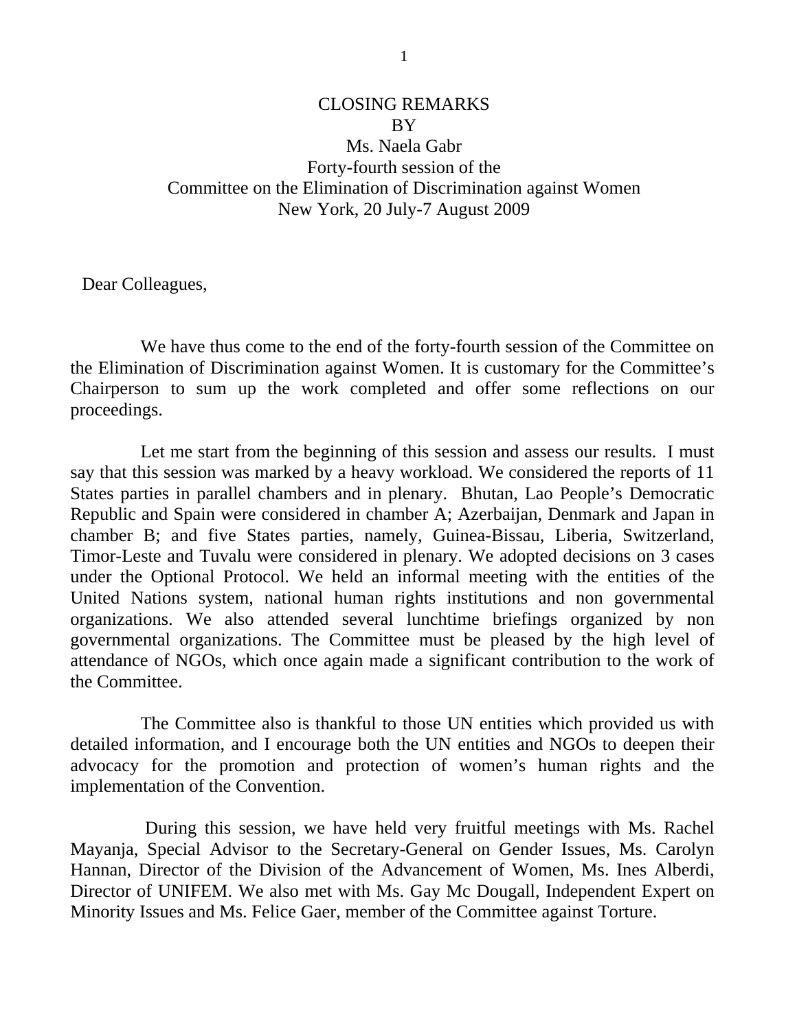# CLOSING REMARKS
## BY
## Ms. Naela Gabr
## Forty-fourth session of the
## Committee on the Elimination of Discrimination against Women
## New York, 20 July-7 August 2009

Dear Colleagues,

We have thus come to the end of the forty-fourth session of the Committee on the Elimination of Discrimination against Women. It is customary for the Committee's Chairperson to sum up the work completed and offer some reflections on our proceedings.

Let me start from the beginning of this session and assess our results. I must say that this session was marked by a heavy workload. We considered the reports of 11 States parties in parallel chambers and in plenary. Bhutan, Lao People's Democratic Republic and Spain were considered in chamber A; Azerbaijan, Denmark and Japan in chamber B; and five States parties, namely, Guinea-Bissau, Liberia, Switzerland, Timor-Leste and Tuvalu were considered in plenary. We adopted decisions on 3 cases under the Optional Protocol. We held an informal meeting with the entities of the United Nations system, national human rights institutions and non governmental organizations. We also attended several lunchtime briefings organized by non governmental organizations. The Committee must be pleased by the high level of attendance of NGOs, which once again made a significant contribution to the work of the Committee.

The Committee also is thankful to those UN entities which provided us with detailed information, and I encourage both the UN entities and NGOs to deepen their advocacy for the promotion and protection of women's human rights and the implementation of the Convention.

During this session, we have held very fruitful meetings with Ms. Rachel Mayanja, Special Advisor to the Secretary-General on Gender Issues, Ms. Carolyn Hannan, Director of the Division of the Advancement of Women, Ms. Ines Alberdi, Director of UNIFEM. We also met with Ms. Gay Mc Dougall, Independent Expert on Minority Issues and Ms. Felice Gaer, member of the Committee against Torture.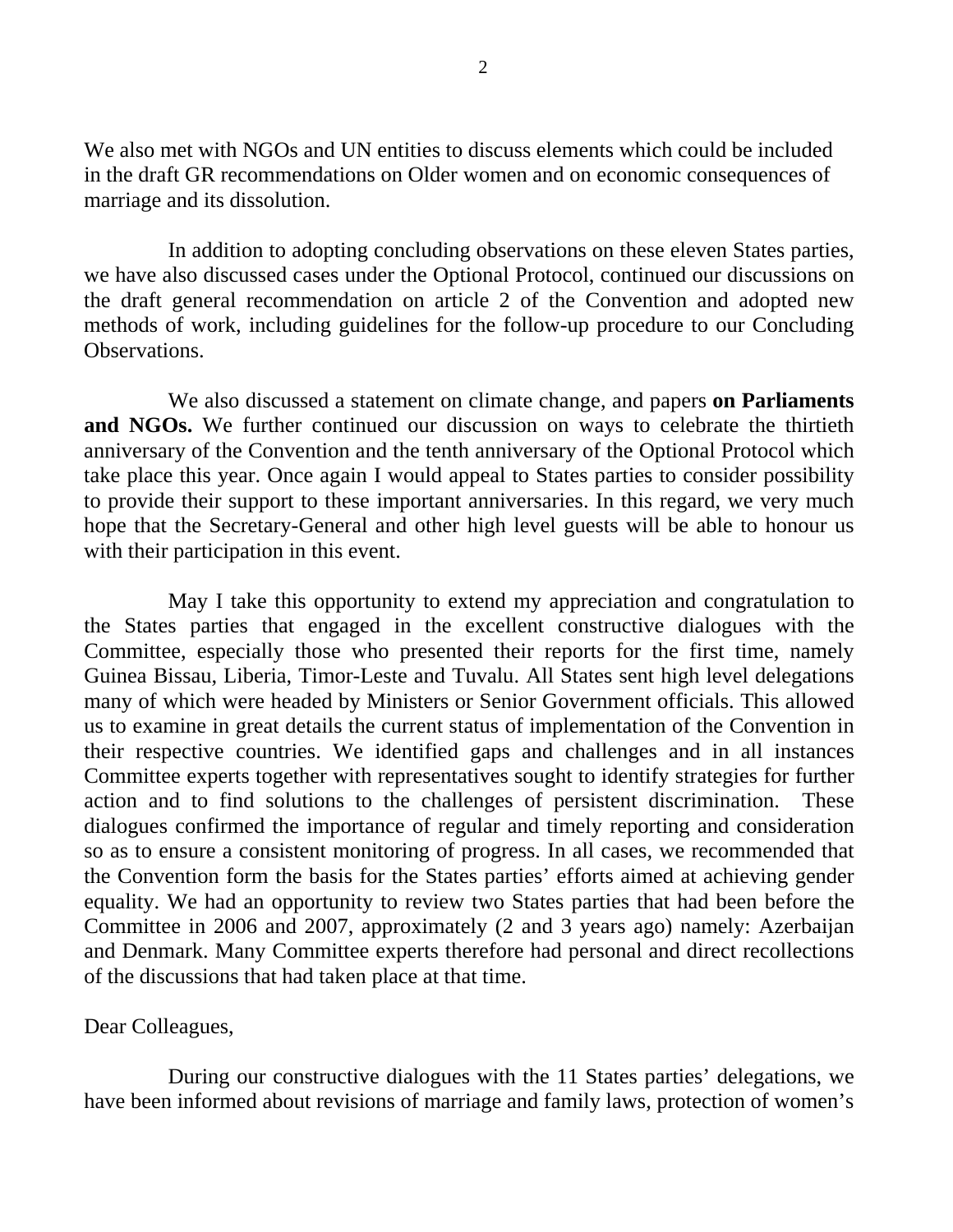We also met with NGOs and UN entities to discuss elements which could be included in the draft GR recommendations on Older women and on economic consequences of marriage and its dissolution.

In addition to adopting concluding observations on these eleven States parties, we have also discussed cases under the Optional Protocol, continued our discussions on the draft general recommendation on article 2 of the Convention and adopted new methods of work, including guidelines for the follow-up procedure to our Concluding Observations.

We also discussed a statement on climate change, and papers **on Parliaments and NGOs.** We further continued our discussion on ways to celebrate the thirtieth anniversary of the Convention and the tenth anniversary of the Optional Protocol which take place this year. Once again I would appeal to States parties to consider possibility to provide their support to these important anniversaries. In this regard, we very much hope that the Secretary-General and other high level guests will be able to honour us with their participation in this event.

May I take this opportunity to extend my appreciation and congratulation to the States parties that engaged in the excellent constructive dialogues with the Committee, especially those who presented their reports for the first time, namely Guinea Bissau, Liberia, Timor-Leste and Tuvalu. All States sent high level delegations many of which were headed by Ministers or Senior Government officials. This allowed us to examine in great details the current status of implementation of the Convention in their respective countries. We identified gaps and challenges and in all instances Committee experts together with representatives sought to identify strategies for further action and to find solutions to the challenges of persistent discrimination. These dialogues confirmed the importance of regular and timely reporting and consideration so as to ensure a consistent monitoring of progress. In all cases, we recommended that the Convention form the basis for the States parties' efforts aimed at achieving gender equality. We had an opportunity to review two States parties that had been before the Committee in 2006 and 2007, approximately (2 and 3 years ago) namely: Azerbaijan and Denmark. Many Committee experts therefore had personal and direct recollections of the discussions that had taken place at that time.

Dear Colleagues,

During our constructive dialogues with the 11 States parties' delegations, we have been informed about revisions of marriage and family laws, protection of women's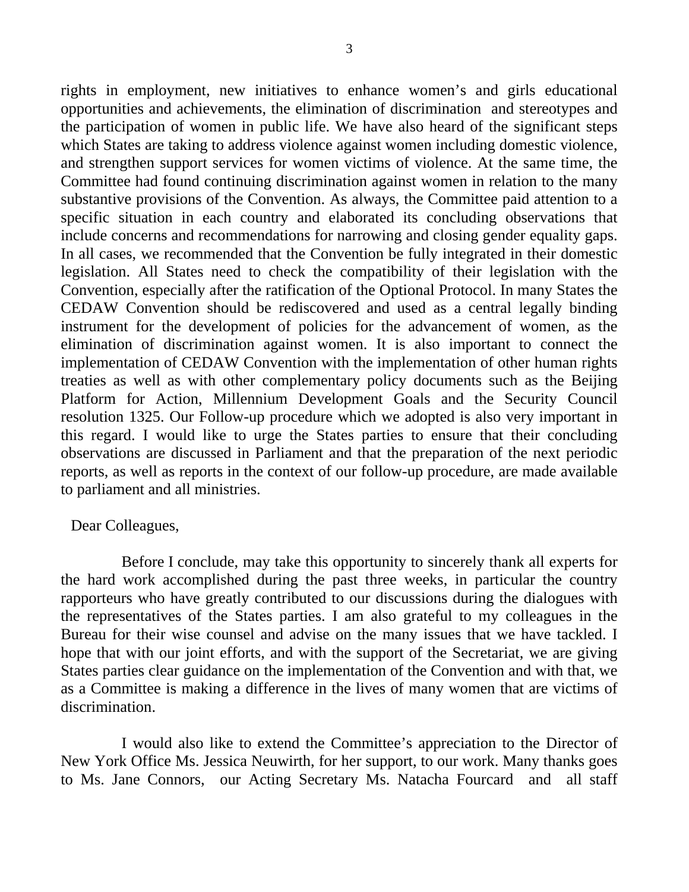rights in employment, new initiatives to enhance women's and girls educational opportunities and achievements, the elimination of discrimination and stereotypes and the participation of women in public life. We have also heard of the significant steps which States are taking to address violence against women including domestic violence, and strengthen support services for women victims of violence. At the same time, the Committee had found continuing discrimination against women in relation to the many substantive provisions of the Convention. As always, the Committee paid attention to a specific situation in each country and elaborated its concluding observations that include concerns and recommendations for narrowing and closing gender equality gaps. In all cases, we recommended that the Convention be fully integrated in their domestic legislation. All States need to check the compatibility of their legislation with the Convention, especially after the ratification of the Optional Protocol. In many States the CEDAW Convention should be rediscovered and used as a central legally binding instrument for the development of policies for the advancement of women, as the elimination of discrimination against women. It is also important to connect the implementation of CEDAW Convention with the implementation of other human rights treaties as well as with other complementary policy documents such as the Beijing Platform for Action, Millennium Development Goals and the Security Council resolution 1325. Our Follow-up procedure which we adopted is also very important in this regard. I would like to urge the States parties to ensure that their concluding observations are discussed in Parliament and that the preparation of the next periodic reports, as well as reports in the context of our follow-up procedure, are made available to parliament and all ministries.

Dear Colleagues,

Before I conclude, may take this opportunity to sincerely thank all experts for the hard work accomplished during the past three weeks, in particular the country rapporteurs who have greatly contributed to our discussions during the dialogues with the representatives of the States parties. I am also grateful to my colleagues in the Bureau for their wise counsel and advise on the many issues that we have tackled. I hope that with our joint efforts, and with the support of the Secretariat, we are giving States parties clear guidance on the implementation of the Convention and with that, we as a Committee is making a difference in the lives of many women that are victims of discrimination.

I would also like to extend the Committee's appreciation to the Director of New York Office Ms. Jessica Neuwirth, for her support, to our work. Many thanks goes to Ms. Jane Connors, our Acting Secretary Ms. Natacha Fourcard and all staff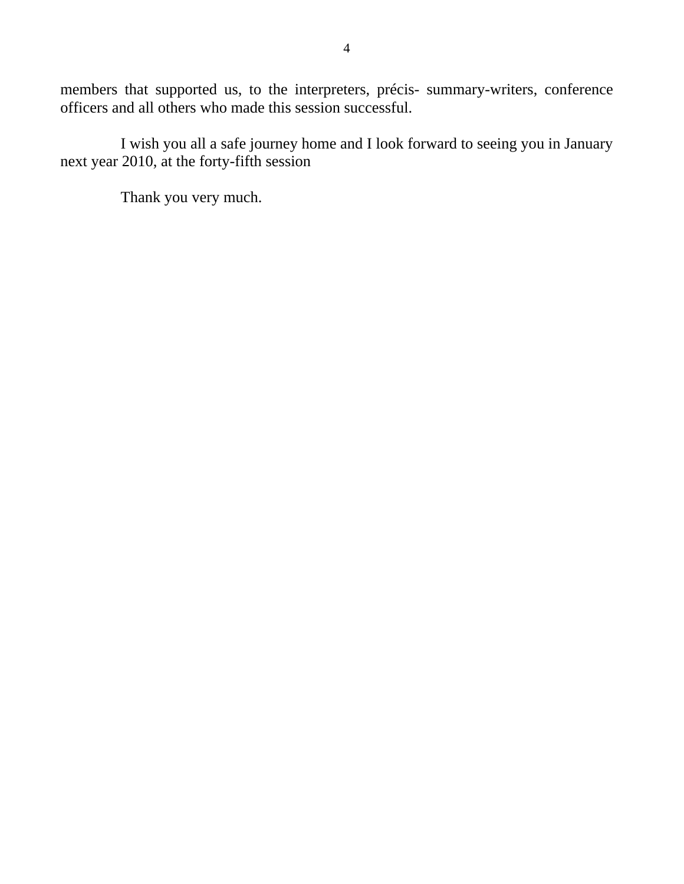members that supported us, to the interpreters, précis- summary-writers, conference officers and all others who made this session successful.

I wish you all a safe journey home and I look forward to seeing you in January next year 2010, at the forty-fifth session

Thank you very much.